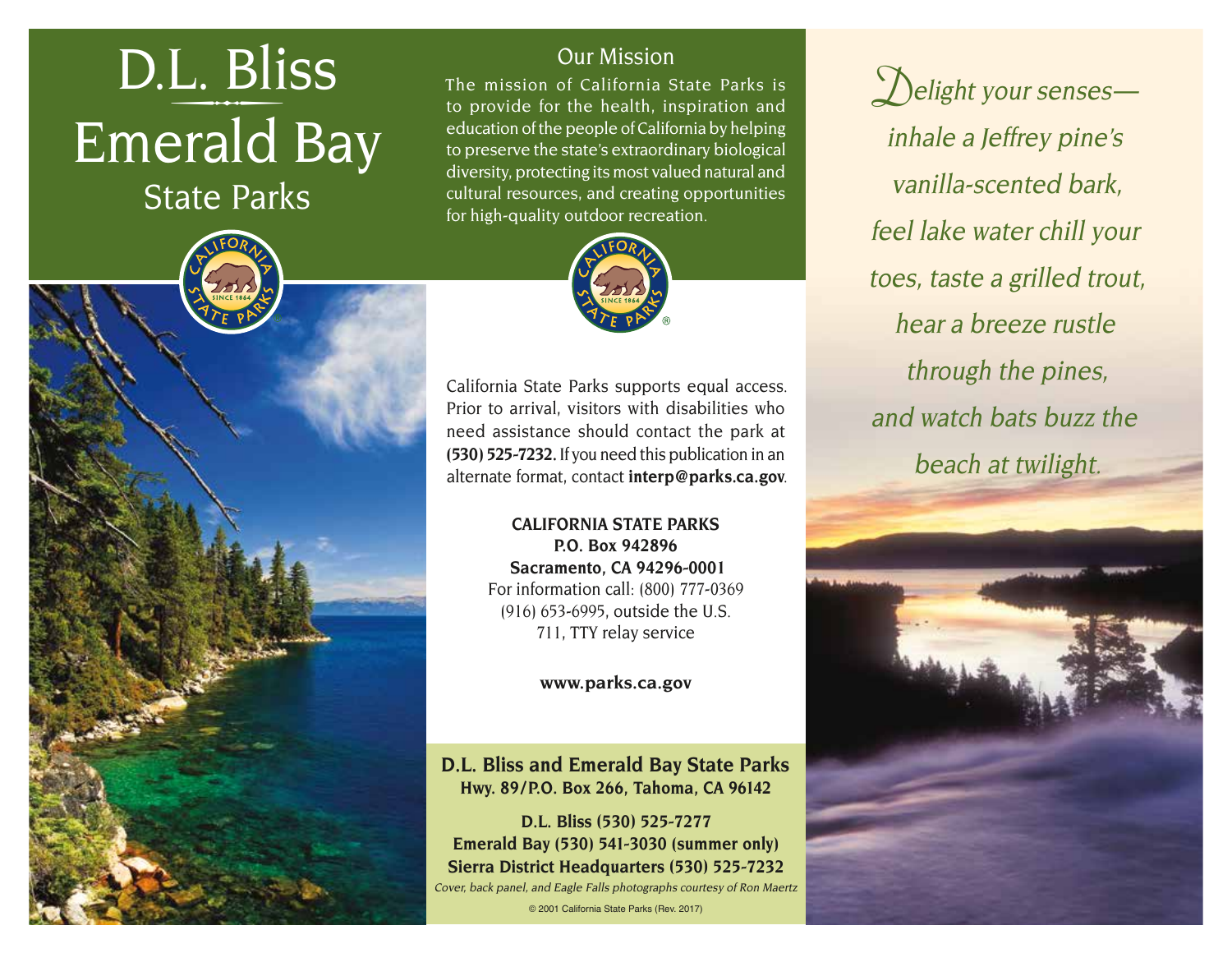# D.L. Bliss Emerald Bay State Parks

## Our Mission

The mission of California State Parks is to provide for the health, inspiration and education of the people of California by helping to preserve the state's extraordinary biological diversity, protecting its most valued natural and cultural resources, and creating opportunities for high-quality outdoor recreation.

California State Parks supports equal access. Prior to arrival, visitors with disabilities who need assistance should contact the park at **(530) 525-7232.** If you need this publication in an alternate format, contact **interp@parks.ca.gov**.

**CALIFORNIA STATE PARKS**
**P.O. Box 942896**
**Sacramento, CA 94296-0001**
For information call: (800) 777-0369
(916) 653-6995, outside the U.S.
711, TTY relay service

**www.parks.ca.gov**

**D.L. Bliss and Emerald Bay State Parks**
**Hwy. 89/P.O. Box 266, Tahoma, CA 96142**

**D.L. Bliss (530) 525-7277**
**Emerald Bay (530) 541-3030 (summer only)**
**Sierra District Headquarters (530) 525-7232**

*Cover, back panel, and Eagle Falls photographs courtesy of Ron Maertz*

© 2001 California State Parks (Rev. 2017)

*Delight your senses—inhale a Jeffrey pine's vanilla-scented bark, feel lake water chill your toes, taste a grilled trout, hear a breeze rustle through the pines, and watch bats buzz the beach at twilight.*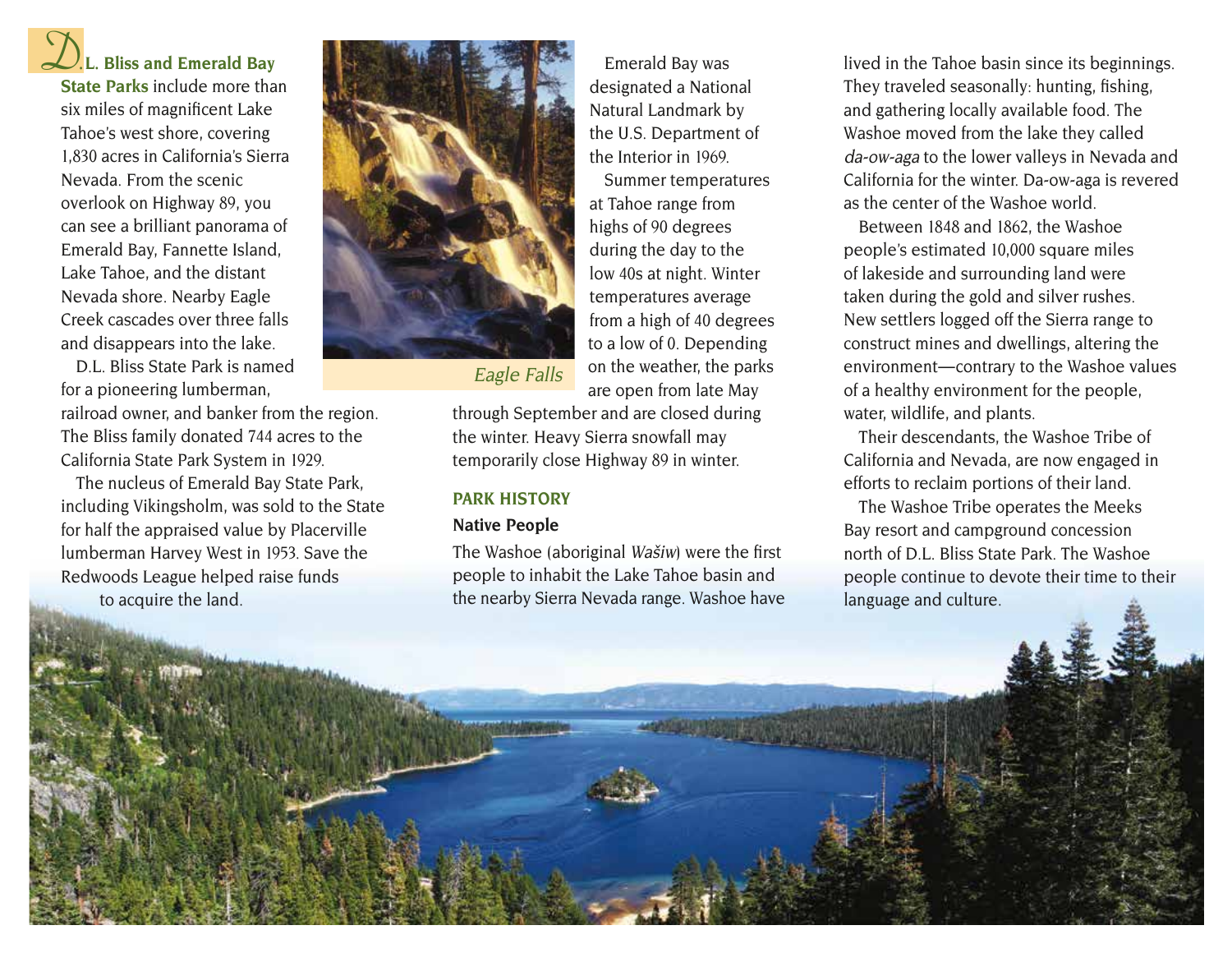**D.L. Bliss and Emerald Bay State Parks** include more than six miles of magnificent Lake Tahoe's west shore, covering 1,830 acres in California's Sierra Nevada. From the scenic overlook on Highway 89, you can see a brilliant panorama of Emerald Bay, Fannette Island, Lake Tahoe, and the distant Nevada shore. Nearby Eagle Creek cascades over three falls and disappears into the lake.

D.L. Bliss State Park is named for a pioneering lumberman, railroad owner, and banker from the region. The Bliss family donated 744 acres to the California State Park System in 1929.

The nucleus of Emerald Bay State Park, including Vikingsholm, was sold to the State for half the appraised value by Placerville lumberman Harvey West in 1953. Save the Redwoods League helped raise funds to acquire the land.

*Eagle Falls*

Emerald Bay was designated a National Natural Landmark by the U.S. Department of the Interior in 1969.

Summer temperatures at Tahoe range from highs of 90 degrees during the day to the low 40s at night. Winter temperatures average from a high of 40 degrees to a low of 0. Depending on the weather, the parks are open from late May through September and are closed during the winter. Heavy Sierra snowfall may temporarily close Highway 89 in winter.

## PARK HISTORY

### Native People

The Washoe (aboriginal *Wašiw*) were the first people to inhabit the Lake Tahoe basin and the nearby Sierra Nevada range. Washoe have lived in the Tahoe basin since its beginnings. They traveled seasonally: hunting, fishing, and gathering locally available food. The Washoe moved from the lake they called *da-ow-aga* to the lower valleys in Nevada and California for the winter. Da-ow-aga is revered as the center of the Washoe world.

Between 1848 and 1862, the Washoe people's estimated 10,000 square miles of lakeside and surrounding land were taken during the gold and silver rushes. New settlers logged off the Sierra range to construct mines and dwellings, altering the environment—contrary to the Washoe values of a healthy environment for the people, water, wildlife, and plants.

Their descendants, the Washoe Tribe of California and Nevada, are now engaged in efforts to reclaim portions of their land.

The Washoe Tribe operates the Meeks Bay resort and campground concession north of D.L. Bliss State Park. The Washoe people continue to devote their time to their language and culture.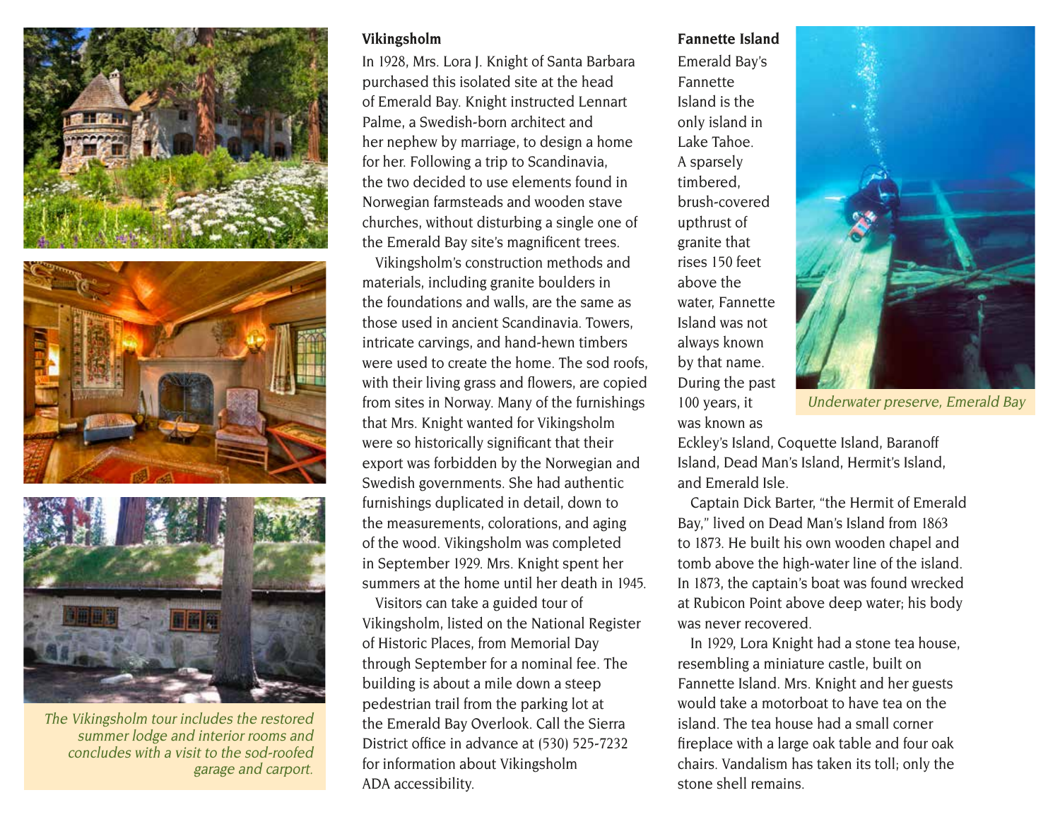*The Vikingsholm tour includes the restored summer lodge and interior rooms and concludes with a visit to the sod-roofed garage and carport.*

### Vikingsholm

In 1928, Mrs. Lora J. Knight of Santa Barbara purchased this isolated site at the head of Emerald Bay. Knight instructed Lennart Palme, a Swedish-born architect and her nephew by marriage, to design a home for her. Following a trip to Scandinavia, the two decided to use elements found in Norwegian farmsteads and wooden stave churches, without disturbing a single one of the Emerald Bay site's magnificent trees.

Vikingsholm's construction methods and materials, including granite boulders in the foundations and walls, are the same as those used in ancient Scandinavia. Towers, intricate carvings, and hand-hewn timbers were used to create the home. The sod roofs, with their living grass and flowers, are copied from sites in Norway. Many of the furnishings that Mrs. Knight wanted for Vikingsholm were so historically significant that their export was forbidden by the Norwegian and Swedish governments. She had authentic furnishings duplicated in detail, down to the measurements, colorations, and aging of the wood. Vikingsholm was completed in September 1929. Mrs. Knight spent her summers at the home until her death in 1945.

Visitors can take a guided tour of Vikingsholm, listed on the National Register of Historic Places, from Memorial Day through September for a nominal fee. The building is about a mile down a steep pedestrian trail from the parking lot at the Emerald Bay Overlook. Call the Sierra District office in advance at (530) 525-7232 for information about Vikingsholm ADA accessibility.

### Fannette Island

Emerald Bay's Fannette Island is the only island in Lake Tahoe. A sparsely timbered, brush-covered upthrust of granite that rises 150 feet above the water, Fannette Island was not always known by that name. During the past 100 years, it was known as Eckley's Island, Coquette Island, Baranoff Island, Dead Man's Island, Hermit's Island, and Emerald Isle.

*Underwater preserve, Emerald Bay*

Captain Dick Barter, "the Hermit of Emerald Bay," lived on Dead Man's Island from 1863 to 1873. He built his own wooden chapel and tomb above the high-water line of the island. In 1873, the captain's boat was found wrecked at Rubicon Point above deep water; his body was never recovered.

In 1929, Lora Knight had a stone tea house, resembling a miniature castle, built on Fannette Island. Mrs. Knight and her guests would take a motorboat to have tea on the island. The tea house had a small corner fireplace with a large oak table and four oak chairs. Vandalism has taken its toll; only the stone shell remains.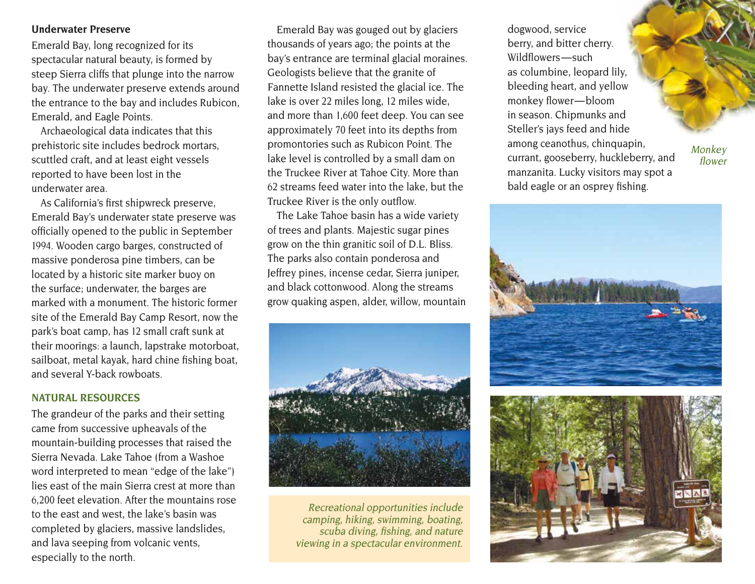### Underwater Preserve

Emerald Bay, long recognized for its spectacular natural beauty, is formed by steep Sierra cliffs that plunge into the narrow bay. The underwater preserve extends around the entrance to the bay and includes Rubicon, Emerald, and Eagle Points.

Archaeological data indicates that this prehistoric site includes bedrock mortars, scuttled craft, and at least eight vessels reported to have been lost in the underwater area.

As California's first shipwreck preserve, Emerald Bay's underwater state preserve was officially opened to the public in September 1994. Wooden cargo barges, constructed of massive ponderosa pine timbers, can be located by a historic site marker buoy on the surface; underwater, the barges are marked with a monument. The historic former site of the Emerald Bay Camp Resort, now the park's boat camp, has 12 small craft sunk at their moorings: a launch, lapstrake motorboat, sailboat, metal kayak, hard chine fishing boat, and several Y-back rowboats.

## NATURAL RESOURCES

The grandeur of the parks and their setting came from successive upheavals of the mountain-building processes that raised the Sierra Nevada. Lake Tahoe (from a Washoe word interpreted to mean "edge of the lake") lies east of the main Sierra crest at more than 6,200 feet elevation. After the mountains rose to the east and west, the lake's basin was completed by glaciers, massive landslides, and lava seeping from volcanic vents, especially to the north.

Emerald Bay was gouged out by glaciers thousands of years ago; the points at the bay's entrance are terminal glacial moraines. Geologists believe that the granite of Fannette Island resisted the glacial ice. The lake is over 22 miles long, 12 miles wide, and more than 1,600 feet deep. You can see approximately 70 feet into its depths from promontories such as Rubicon Point. The lake level is controlled by a small dam on the Truckee River at Tahoe City. More than 62 streams feed water into the lake, but the Truckee River is the only outflow.

The Lake Tahoe basin has a wide variety of trees and plants. Majestic sugar pines grow on the thin granitic soil of D.L. Bliss. The parks also contain ponderosa and Jeffrey pines, incense cedar, Sierra juniper, and black cottonwood. Along the streams grow quaking aspen, alder, willow, mountain dogwood, service berry, and bitter cherry. Wildflowers—such as columbine, leopard lily, bleeding heart, and yellow monkey flower—bloom in season. Chipmunks and Steller's jays feed and hide among ceanothus, chinquapin, currant, gooseberry, huckleberry, and manzanita. Lucky visitors may spot a bald eagle or an osprey fishing.

*Monkey flower*

*Recreational opportunities include camping, hiking, swimming, boating, scuba diving, fishing, and nature viewing in a spectacular environment.*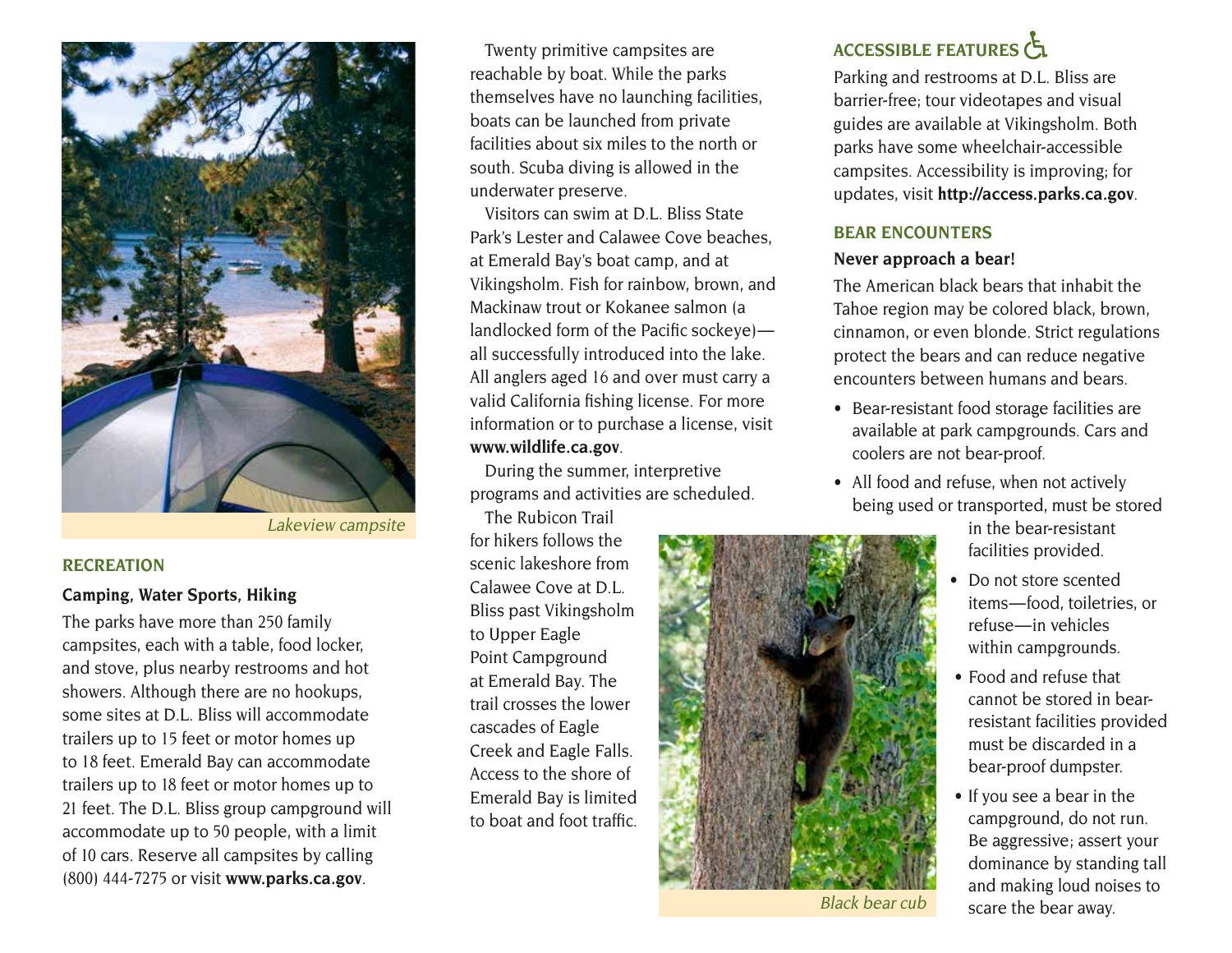Lakeview campsite

## RECREATION

### Camping, Water Sports, Hiking

The parks have more than 250 family campsites, each with a table, food locker, and stove, plus nearby restrooms and hot showers. Although there are no hookups, some sites at D.L. Bliss will accommodate trailers up to 15 feet or motor homes up to 18 feet. Emerald Bay can accommodate trailers up to 18 feet or motor homes up to 21 feet. The D.L. Bliss group campground will accommodate up to 50 people, with a limit of 10 cars. Reserve all campsites by calling (800) 444-7275 or visit **www.parks.ca.gov**.

Twenty primitive campsites are reachable by boat. While the parks themselves have no launching facilities, boats can be launched from private facilities about six miles to the north or south. Scuba diving is allowed in the underwater preserve.

Visitors can swim at D.L. Bliss State Park's Lester and Calawee Cove beaches, at Emerald Bay's boat camp, and at Vikingsholm. Fish for rainbow, brown, and Mackinaw trout or Kokanee salmon (a landlocked form of the Pacific sockeye)—all successfully introduced into the lake. All anglers aged 16 and over must carry a valid California fishing license. For more information or to purchase a license, visit **www.wildlife.ca.gov**.

During the summer, interpretive programs and activities are scheduled.

The Rubicon Trail for hikers follows the scenic lakeshore from Calawee Cove at D.L. Bliss past Vikingsholm to Upper Eagle Point Campground at Emerald Bay. The trail crosses the lower cascades of Eagle Creek and Eagle Falls. Access to the shore of Emerald Bay is limited to boat and foot traffic.

Black bear cub

## ACCESSIBLE FEATURES

Parking and restrooms at D.L. Bliss are barrier-free; tour videotapes and visual guides are available at Vikingsholm. Both parks have some wheelchair-accessible campsites. Accessibility is improving; for updates, visit **http://access.parks.ca.gov**.

## BEAR ENCOUNTERS

**Never approach a bear!**

The American black bears that inhabit the Tahoe region may be colored black, brown, cinnamon, or even blonde. Strict regulations protect the bears and can reduce negative encounters between humans and bears.

- Bear-resistant food storage facilities are available at park campgrounds. Cars and coolers are not bear-proof.
- All food and refuse, when not actively being used or transported, must be stored in the bear-resistant facilities provided.
- Do not store scented items—food, toiletries, or refuse—in vehicles within campgrounds.
- Food and refuse that cannot be stored in bear-resistant facilities provided must be discarded in a bear-proof dumpster.
- If you see a bear in the campground, do not run. Be aggressive; assert your dominance by standing tall and making loud noises to scare the bear away.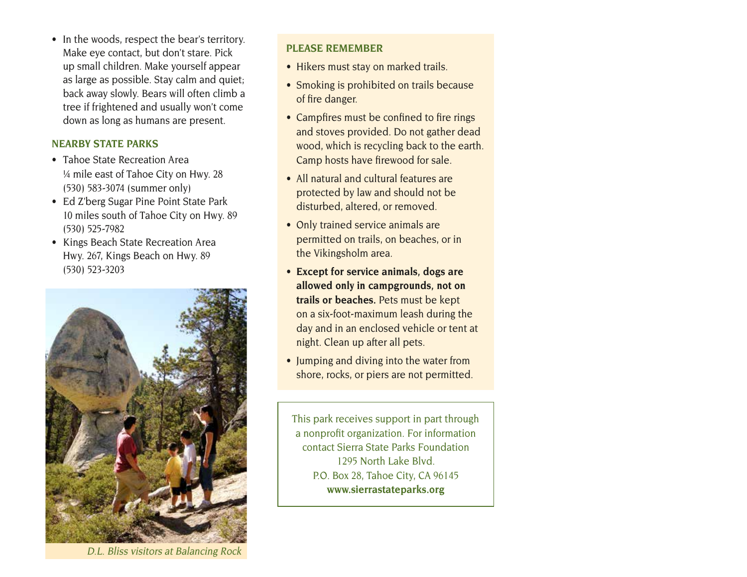- In the woods, respect the bear's territory. Make eye contact, but don't stare. Pick up small children. Make yourself appear as large as possible. Stay calm and quiet; back away slowly. Bears will often climb a tree if frightened and usually won't come down as long as humans are present.

## NEARBY STATE PARKS

- Tahoe State Recreation Area
  ¼ mile east of Tahoe City on Hwy. 28
  (530) 583-3074 (summer only)
- Ed Z'berg Sugar Pine Point State Park
  10 miles south of Tahoe City on Hwy. 89
  (530) 525-7982
- Kings Beach State Recreation Area
  Hwy. 267, Kings Beach on Hwy. 89
  (530) 523-3203

*D.L. Bliss visitors at Balancing Rock*

## PLEASE REMEMBER

- Hikers must stay on marked trails.
- Smoking is prohibited on trails because of fire danger.
- Campfires must be confined to fire rings and stoves provided. Do not gather dead wood, which is recycling back to the earth. Camp hosts have firewood for sale.
- All natural and cultural features are protected by law and should not be disturbed, altered, or removed.
- Only trained service animals are permitted on trails, on beaches, or in the Vikingsholm area.
- **Except for service animals, dogs are allowed only in campgrounds, not on trails or beaches.** Pets must be kept on a six-foot-maximum leash during the day and in an enclosed vehicle or tent at night. Clean up after all pets.
- Jumping and diving into the water from shore, rocks, or piers are not permitted.

This park receives support in part through a nonprofit organization. For information contact Sierra State Parks Foundation
1295 North Lake Blvd.
P.O. Box 28, Tahoe City, CA 96145
**www.sierrastateparks.org**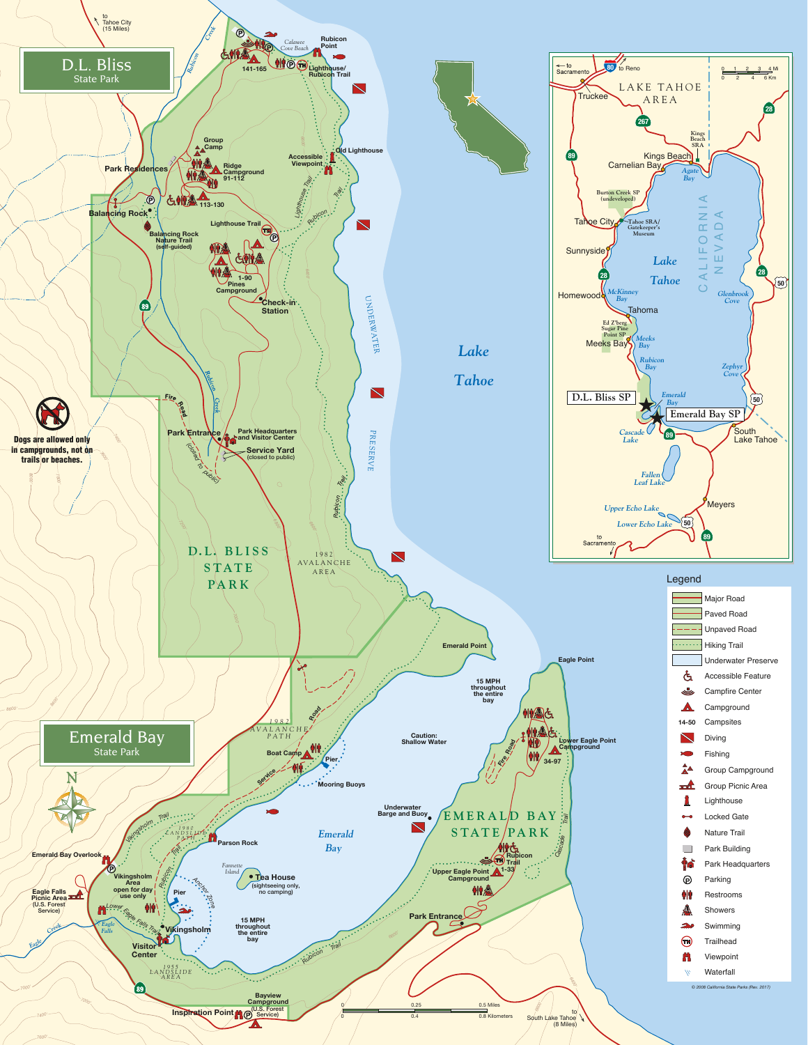# D.L. Bliss
State Park

# Emerald Bay
State Park

to Tahoe City (15 Miles)

Calawee Cove Beach

Rubicon Point

141-165

Lighthouse/ Rubicon Trail

Group Camp

Park Residences

Ridge Campground 91-112

113-130

Accessible Viewpoint

Old Lighthouse

Balancing Rock

Balancing Rock Nature Trail (self-guided)

Lighthouse Trail

1-90 Pines Campground

Check-in Station

Fire Road

Park Entrance

Park Headquarters and Visitor Center

Service Yard (closed to public)

**Dogs are allowed only in campgrounds, not on trails or beaches.**

UNDERWATER PRESERVE

Lake Tahoe

D.L. BLISS STATE PARK

1982 AVALANCHE AREA

Emerald Point

Eagle Point

15 MPH throughout the entire bay

1982 AVALANCHE PATH

Boat Camp

Pier

Mooring Buoys

Caution: Shallow Water

Lower Eagle Point Campground

34-97

Underwater Barge and Buoy

EMERALD BAY STATE PARK

Emerald Bay

Parson Rock

1980 LANDSLIDE PATH

Emerald Bay Overlook

Vikingsholm Area open for day use only

Fannette Island

Tea House (sightseeing only, no camping)

Rubicon Trail

Upper Eagle Point Campground 1-33

Eagle Falls Picnic Area (U.S. Forest Service)

Pier

Anchor Zone

15 MPH throughout the entire bay

Vikingsholm

Visitor Center

1955 LANDSLIDE AREA

Park Entrance

Bayview Campground (U.S. Forest Service)

Inspiration Point

South Lake Tahoe (8 Miles)

0 0.25 0.5 Miles

0 0.4 0.8 Kilometers

LAKE TAHOE AREA

to Sacramento

to Reno

Truckee

Kings Beach SRA

Kings Beach

Carnelian Bay

Agate Bay

Burton Creek SP (undeveloped)

Tahoe City

Tahoe SRA/ Gatekeeper's Museum

Sunnyside

Lake Tahoe

CALIFORNIA NEVADA

Homewood

McKinney Bay

Tahoma

Glenbrook Cove

Ed Z'berg Sugar Pine Point SP

Meeks Bay

Rubicon Bay

Zephyr Cove

D.L. Bliss SP

Emerald Bay

Emerald Bay SP

Cascade Lake

South Lake Tahoe

Fallen Leaf Lake

Meyers

Upper Echo Lake

Lower Echo Lake

to Sacramento

0 1 2 3 4 Mi

0 2 4 6 Km

## Legend

- Major Road
- Paved Road
- Unpaved Road
- Hiking Trail
- Underwater Preserve
- Accessible Feature
- Campfire Center
- Campground
- 14-50 Campsites
- Diving
- Fishing
- Group Campground
- Group Picnic Area
- Lighthouse
- Locked Gate
- Nature Trail
- Park Building
- Park Headquarters
- Parking
- Restrooms
- Showers
- Swimming
- Trailhead
- Viewpoint
- Waterfall

© 2008 California State Parks (Rev. 2017)